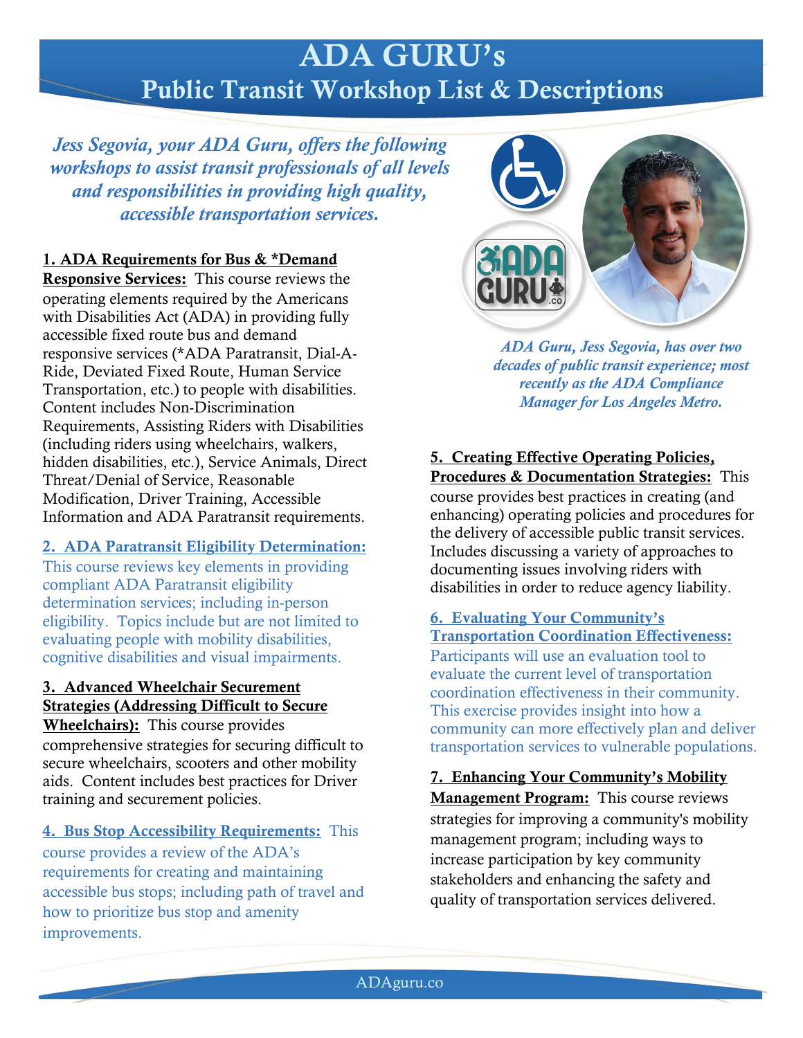# ADA GURU's

## Public Transit Workshop List & Descriptions

***Jess Segovia, your ADA Guru, offers the following workshops to assist transit professionals of all levels and responsibilities in providing high quality, accessible transportation services.***

***ADA Guru, Jess Segovia, has over two decades of public transit experience; most recently as the ADA Compliance Manager for Los Angeles Metro.***

**1. ADA Requirements for Bus & *Demand Responsive Services:** This course reviews the operating elements required by the Americans with Disabilities Act (ADA) in providing fully accessible fixed route bus and demand responsive services (*ADA Paratransit, Dial-A-Ride, Deviated Fixed Route, Human Service Transportation, etc.) to people with disabilities. Content includes Non-Discrimination Requirements, Assisting Riders with Disabilities (including riders using wheelchairs, walkers, hidden disabilities, etc.), Service Animals, Direct Threat/Denial of Service, Reasonable Modification, Driver Training, Accessible Information and ADA Paratransit requirements.

**2. ADA Paratransit Eligibility Determination:** This course reviews key elements in providing compliant ADA Paratransit eligibility determination services; including in-person eligibility. Topics include but are not limited to evaluating people with mobility disabilities, cognitive disabilities and visual impairments.

**3. Advanced Wheelchair Securement Strategies (Addressing Difficult to Secure Wheelchairs):** This course provides comprehensive strategies for securing difficult to secure wheelchairs, scooters and other mobility aids. Content includes best practices for Driver training and securement policies.

**4. Bus Stop Accessibility Requirements:** This course provides a review of the ADA's requirements for creating and maintaining accessible bus stops; including path of travel and how to prioritize bus stop and amenity improvements.

**5. Creating Effective Operating Policies, Procedures & Documentation Strategies:** This course provides best practices in creating (and enhancing) operating policies and procedures for the delivery of accessible public transit services. Includes discussing a variety of approaches to documenting issues involving riders with disabilities in order to reduce agency liability.

**6. Evaluating Your Community's Transportation Coordination Effectiveness:** Participants will use an evaluation tool to evaluate the current level of transportation coordination effectiveness in their community. This exercise provides insight into how a community can more effectively plan and deliver transportation services to vulnerable populations.

**7. Enhancing Your Community's Mobility Management Program:** This course reviews strategies for improving a community's mobility management program; including ways to increase participation by key community stakeholders and enhancing the safety and quality of transportation services delivered.

ADAguru.co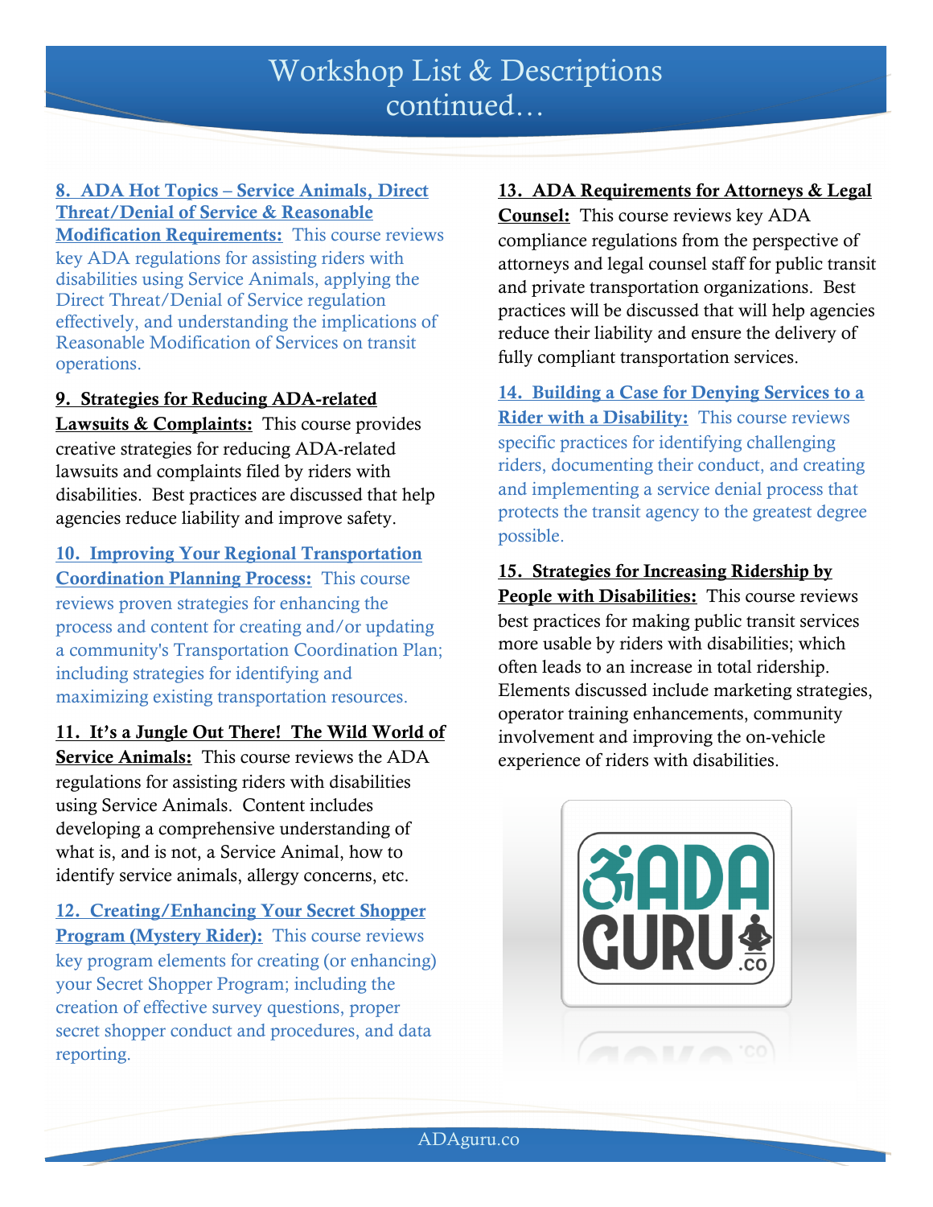# Workshop List & Descriptions continued…

**8. ADA Hot Topics – Service Animals, Direct Threat/Denial of Service & Reasonable Modification Requirements:** This course reviews key ADA regulations for assisting riders with disabilities using Service Animals, applying the Direct Threat/Denial of Service regulation effectively, and understanding the implications of Reasonable Modification of Services on transit operations.

**9. Strategies for Reducing ADA-related Lawsuits & Complaints:** This course provides creative strategies for reducing ADA-related lawsuits and complaints filed by riders with disabilities. Best practices are discussed that help agencies reduce liability and improve safety.

**10. Improving Your Regional Transportation Coordination Planning Process:** This course reviews proven strategies for enhancing the process and content for creating and/or updating a community's Transportation Coordination Plan; including strategies for identifying and maximizing existing transportation resources.

**11. It's a Jungle Out There! The Wild World of Service Animals:** This course reviews the ADA regulations for assisting riders with disabilities using Service Animals. Content includes developing a comprehensive understanding of what is, and is not, a Service Animal, how to identify service animals, allergy concerns, etc.

**12. Creating/Enhancing Your Secret Shopper Program (Mystery Rider):** This course reviews key program elements for creating (or enhancing) your Secret Shopper Program; including the creation of effective survey questions, proper secret shopper conduct and procedures, and data reporting.

**13. ADA Requirements for Attorneys & Legal Counsel:** This course reviews key ADA compliance regulations from the perspective of attorneys and legal counsel staff for public transit and private transportation organizations. Best practices will be discussed that will help agencies reduce their liability and ensure the delivery of fully compliant transportation services.

**14. Building a Case for Denying Services to a Rider with a Disability:** This course reviews specific practices for identifying challenging riders, documenting their conduct, and creating and implementing a service denial process that protects the transit agency to the greatest degree possible.

**15. Strategies for Increasing Ridership by People with Disabilities:** This course reviews best practices for making public transit services more usable by riders with disabilities; which often leads to an increase in total ridership. Elements discussed include marketing strategies, operator training enhancements, community involvement and improving the on-vehicle experience of riders with disabilities.

ADA GURU .co

ADAguru.co